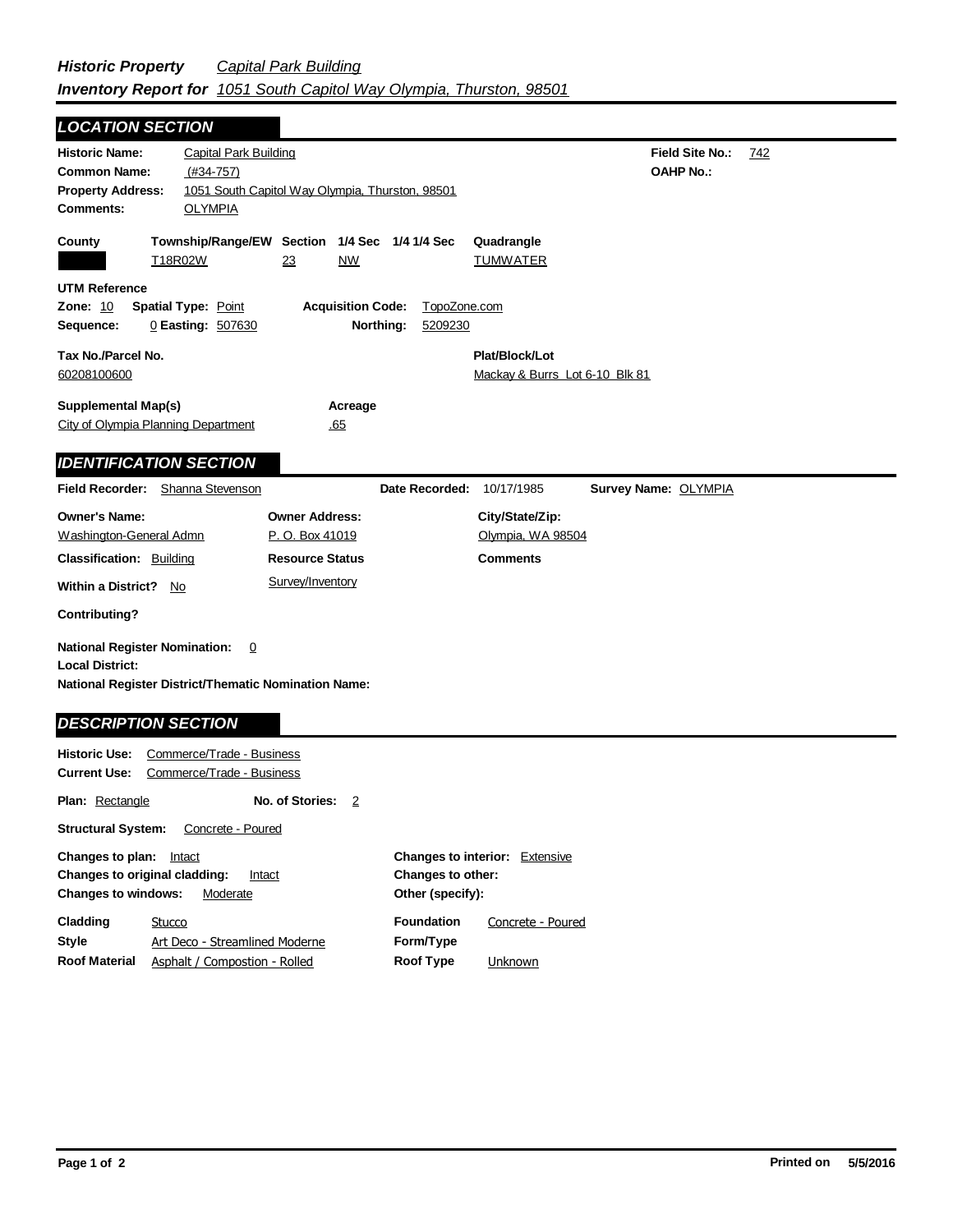# *Historic Property Inventory Report for* *Capital Park Building* *1051 South Capitol Way Olympia, Thurston, 98501*

## LOCATION SECTION

**Historic Name:** Capital Park Building
**Field Site No.:** 742
**Common Name:** (#34-757)
**OAHP No.:**
**Property Address:** 1051 South Capitol Way Olympia, Thurston, 98501
**Comments:** OLYMPIA

| County | Township/Range/EW | Section | 1/4 Sec | 1/4 1/4 Sec | Quadrangle |
|---|---|---|---|---|---|
| | T18R02W | 23 | NW | | TUMWATER |

**UTM Reference**
**Zone:** 10 **Spatial Type:** Point **Acquisition Code:** TopoZone.com
**Sequence:** 0 **Easting:** 507630 **Northing:** 5209230

**Tax No./Parcel No.**
60208100600

**Plat/Block/Lot**
Mackay & Burrs Lot 6-10 Blk 81

**Supplemental Map(s)**
City of Olympia Planning Department

**Acreage**
.65

## IDENTIFICATION SECTION

**Field Recorder:** Shanna Stevenson **Date Recorded:** 10/17/1985 **Survey Name:** OLYMPIA

| Owner's Name: | Owner Address: | City/State/Zip: |
|---|---|---|
| Washington-General Admn | P. O. Box 41019 | Olympia, WA 98504 |

**Classification:** Building
**Resource Status:** Survey/Inventory
**Comments**
**Within a District?** No
**Contributing?**

**National Register Nomination:** 0
**Local District:**
**National Register District/Thematic Nomination Name:**

## DESCRIPTION SECTION

**Historic Use:** Commerce/Trade - Business
**Current Use:** Commerce/Trade - Business

**Plan:** Rectangle **No. of Stories:** 2

**Structural System:** Concrete - Poured

**Changes to plan:** Intact
**Changes to original cladding:** Intact
**Changes to windows:** Moderate
**Changes to interior:** Extensive
**Changes to other:**
**Other (specify):**

**Cladding** Stucco
**Style** Art Deco - Streamlined Moderne
**Roof Material** Asphalt / Compostion - Rolled
**Foundation** Concrete - Poured
**Form/Type**
**Roof Type** Unknown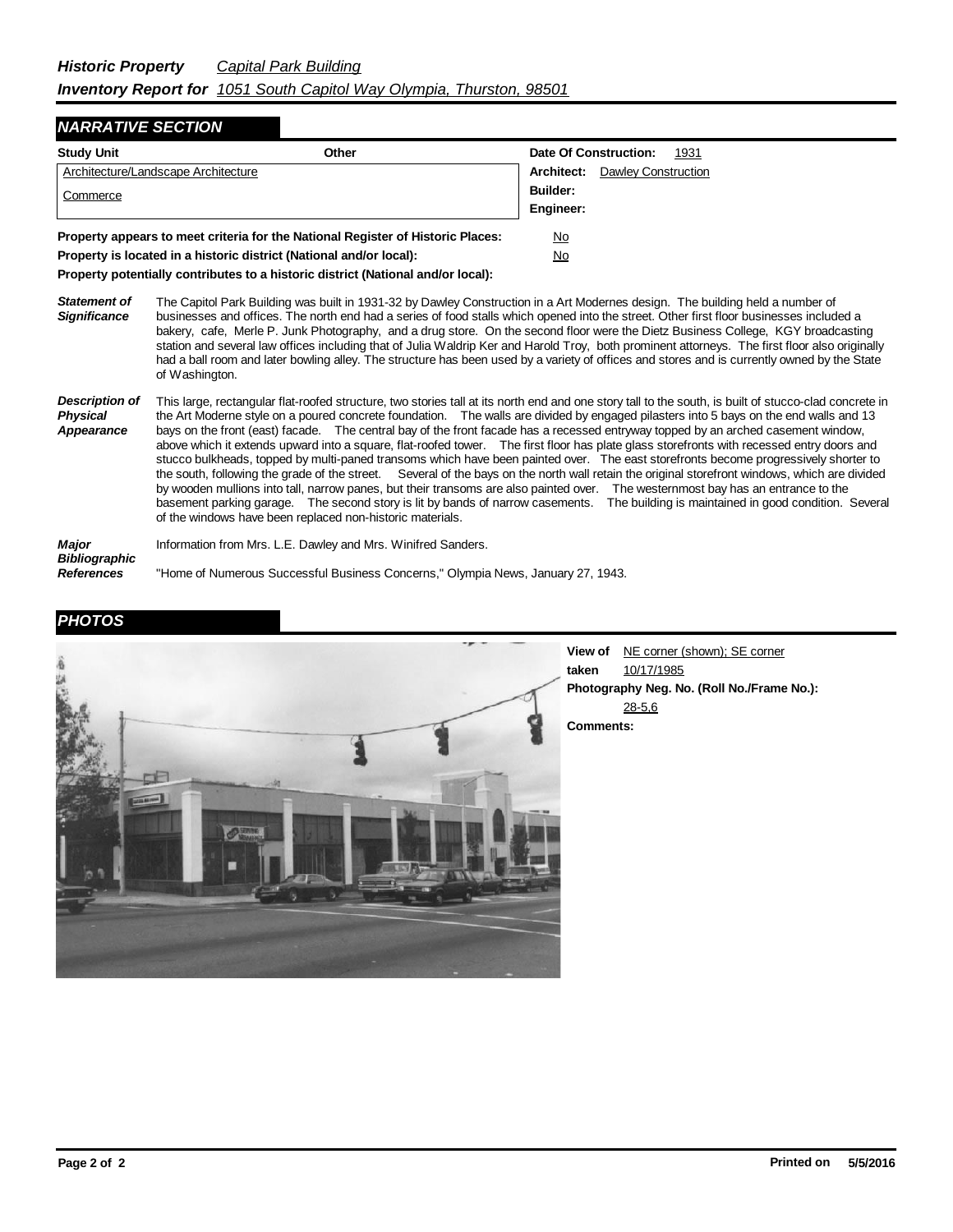***Historic Property Inventory Report for*** *Capital Park Building* *1051 South Capitol Way Olympia, Thurston, 98501*

## NARRATIVE SECTION

| Study Unit | Other | |
|---|---|---|
| Architecture/Landscape Architecture | | **Date Of Construction:** 1931 |
| Commerce | | **Architect:** Dawley Construction |
| | | **Builder:** |
| | | **Engineer:** |

**Property appears to meet criteria for the National Register of Historic Places:** No

**Property is located in a historic district (National and/or local):** No

**Property potentially contributes to a historic district (National and/or local):**

***Statement of Significance***

The Capitol Park Building was built in 1931-32 by Dawley Construction in a Art Modernes design. The building held a number of businesses and offices. The north end had a series of food stalls which opened into the street. Other first floor businesses included a bakery, cafe, Merle P. Junk Photography, and a drug store. On the second floor were the Dietz Business College, KGY broadcasting station and several law offices including that of Julia Waldrip Ker and Harold Troy, both prominent attorneys. The first floor also originally had a ball room and later bowling alley. The structure has been used by a variety of offices and stores and is currently owned by the State of Washington.

***Description of Physical Appearance***

This large, rectangular flat-roofed structure, two stories tall at its north end and one story tall to the south, is built of stucco-clad concrete in the Art Moderne style on a poured concrete foundation. The walls are divided by engaged pilasters into 5 bays on the end walls and 13 bays on the front (east) facade. The central bay of the front facade has a recessed entryway topped by an arched casement window, above which it extends upward into a square, flat-roofed tower. The first floor has plate glass storefronts with recessed entry doors and stucco bulkheads, topped by multi-paned transoms which have been painted over. The east storefronts become progressively shorter to the south, following the grade of the street. Several of the bays on the north wall retain the original storefront windows, which are divided by wooden mullions into tall, narrow panes, but their transoms are also painted over. The westernmost bay has an entrance to the basement parking garage. The second story is lit by bands of narrow casements. The building is maintained in good condition. Several of the windows have been replaced non-historic materials.

***Major Bibliographic References***

Information from Mrs. L.E. Dawley and Mrs. Winifred Sanders.

"Home of Numerous Successful Business Concerns," Olympia News, January 27, 1943.

## PHOTOS

**View of** NE corner (shown); SE corner
**taken** 10/17/1985
**Photography Neg. No. (Roll No./Frame No.):** 28-5,6
**Comments:**